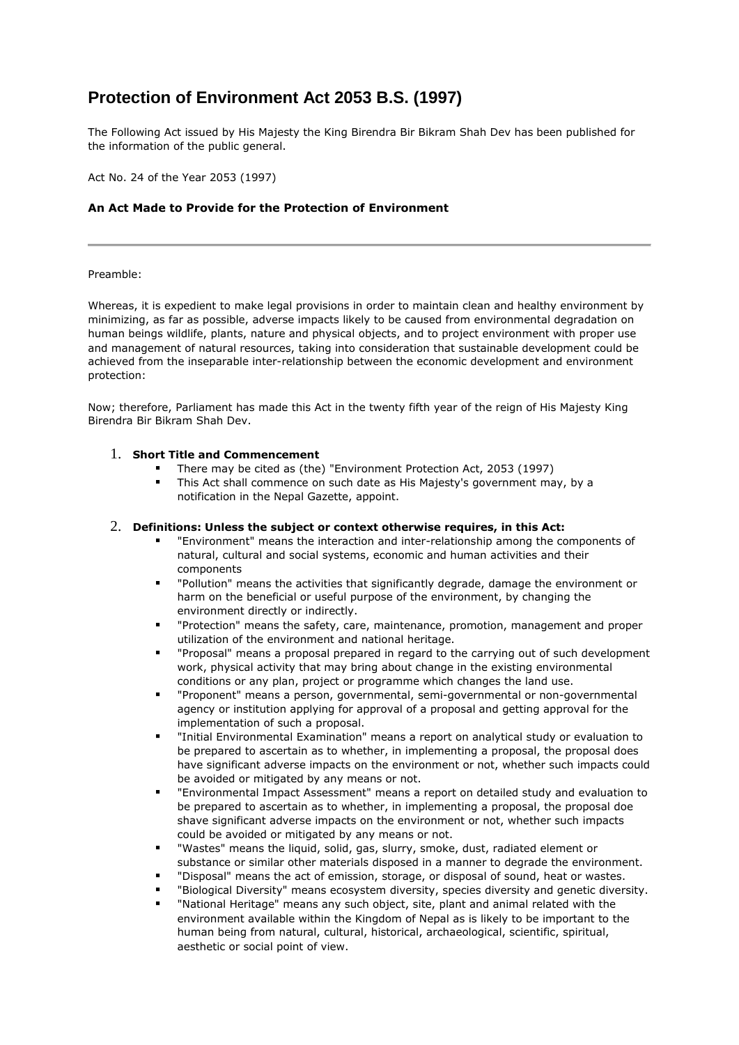# Protection of Environment Act 2053 B.S. (1997)

The Following Act issued by His Majesty the King Birendra Bir Bikram Shah Dev has been published for the information of the public general.

Act No. 24 of the Year 2053 (1997)

**An Act Made to Provide for the Protection of Environment**

---

Preamble:

Whereas, it is expedient to make legal provisions in order to maintain clean and healthy environment by minimizing, as far as possible, adverse impacts likely to be caused from environmental degradation on human beings wildlife, plants, nature and physical objects, and to project environment with proper use and management of natural resources, taking into consideration that sustainable development could be achieved from the inseparable inter-relationship between the economic development and environment protection:

Now; therefore, Parliament has made this Act in the twenty fifth year of the reign of His Majesty King Birendra Bir Bikram Shah Dev.

1. **Short Title and Commencement**
   - There may be cited as (the) "Environment Protection Act, 2053 (1997)
   - This Act shall commence on such date as His Majesty's government may, by a notification in the Nepal Gazette, appoint.

2. **Definitions: Unless the subject or context otherwise requires, in this Act:**
   - "Environment" means the interaction and inter-relationship among the components of natural, cultural and social systems, economic and human activities and their components
   - "Pollution" means the activities that significantly degrade, damage the environment or harm on the beneficial or useful purpose of the environment, by changing the environment directly or indirectly.
   - "Protection" means the safety, care, maintenance, promotion, management and proper utilization of the environment and national heritage.
   - "Proposal" means a proposal prepared in regard to the carrying out of such development work, physical activity that may bring about change in the existing environmental conditions or any plan, project or programme which changes the land use.
   - "Proponent" means a person, governmental, semi-governmental or non-governmental agency or institution applying for approval of a proposal and getting approval for the implementation of such a proposal.
   - "Initial Environmental Examination" means a report on analytical study or evaluation to be prepared to ascertain as to whether, in implementing a proposal, the proposal does have significant adverse impacts on the environment or not, whether such impacts could be avoided or mitigated by any means or not.
   - "Environmental Impact Assessment" means a report on detailed study and evaluation to be prepared to ascertain as to whether, in implementing a proposal, the proposal doe shave significant adverse impacts on the environment or not, whether such impacts could be avoided or mitigated by any means or not.
   - "Wastes" means the liquid, solid, gas, slurry, smoke, dust, radiated element or substance or similar other materials disposed in a manner to degrade the environment.
   - "Disposal" means the act of emission, storage, or disposal of sound, heat or wastes.
   - "Biological Diversity" means ecosystem diversity, species diversity and genetic diversity.
   - "National Heritage" means any such object, site, plant and animal related with the environment available within the Kingdom of Nepal as is likely to be important to the human being from natural, cultural, historical, archaeological, scientific, spiritual, aesthetic or social point of view.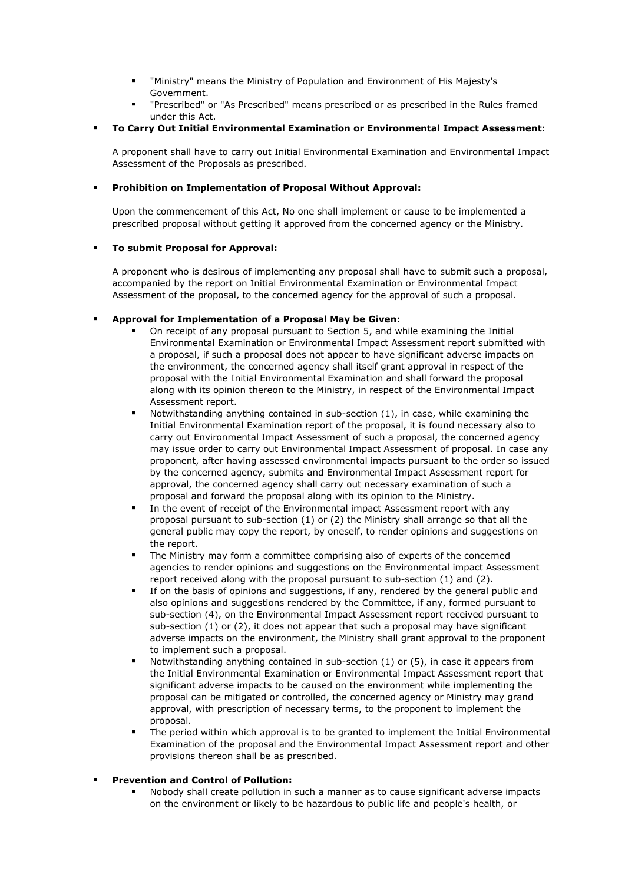- "Ministry" means the Ministry of Population and Environment of His Majesty's Government.
- "Prescribed" or "As Prescribed" means prescribed or as prescribed in the Rules framed under this Act.

- **To Carry Out Initial Environmental Examination or Environmental Impact Assessment:**

  A proponent shall have to carry out Initial Environmental Examination and Environmental Impact Assessment of the Proposals as prescribed.

- **Prohibition on Implementation of Proposal Without Approval:**

  Upon the commencement of this Act, No one shall implement or cause to be implemented a prescribed proposal without getting it approved from the concerned agency or the Ministry.

- **To submit Proposal for Approval:**

  A proponent who is desirous of implementing any proposal shall have to submit such a proposal, accompanied by the report on Initial Environmental Examination or Environmental Impact Assessment of the proposal, to the concerned agency for the approval of such a proposal.

- **Approval for Implementation of a Proposal May be Given:**
  - On receipt of any proposal pursuant to Section 5, and while examining the Initial Environmental Examination or Environmental Impact Assessment report submitted with a proposal, if such a proposal does not appear to have significant adverse impacts on the environment, the concerned agency shall itself grant approval in respect of the proposal with the Initial Environmental Examination and shall forward the proposal along with its opinion thereon to the Ministry, in respect of the Environmental Impact Assessment report.
  - Notwithstanding anything contained in sub-section (1), in case, while examining the Initial Environmental Examination report of the proposal, it is found necessary also to carry out Environmental Impact Assessment of such a proposal, the concerned agency may issue order to carry out Environmental Impact Assessment of proposal. In case any proponent, after having assessed environmental impacts pursuant to the order so issued by the concerned agency, submits and Environmental Impact Assessment report for approval, the concerned agency shall carry out necessary examination of such a proposal and forward the proposal along with its opinion to the Ministry.
  - In the event of receipt of the Environmental impact Assessment report with any proposal pursuant to sub-section (1) or (2) the Ministry shall arrange so that all the general public may copy the report, by oneself, to render opinions and suggestions on the report.
  - The Ministry may form a committee comprising also of experts of the concerned agencies to render opinions and suggestions on the Environmental impact Assessment report received along with the proposal pursuant to sub-section (1) and (2).
  - If on the basis of opinions and suggestions, if any, rendered by the general public and also opinions and suggestions rendered by the Committee, if any, formed pursuant to sub-section (4), on the Environmental Impact Assessment report received pursuant to sub-section (1) or (2), it does not appear that such a proposal may have significant adverse impacts on the environment, the Ministry shall grant approval to the proponent to implement such a proposal.
  - Notwithstanding anything contained in sub-section (1) or (5), in case it appears from the Initial Environmental Examination or Environmental Impact Assessment report that significant adverse impacts to be caused on the environment while implementing the proposal can be mitigated or controlled, the concerned agency or Ministry may grand approval, with prescription of necessary terms, to the proponent to implement the proposal.
  - The period within which approval is to be granted to implement the Initial Environmental Examination of the proposal and the Environmental Impact Assessment report and other provisions thereon shall be as prescribed.

- **Prevention and Control of Pollution:**
  - Nobody shall create pollution in such a manner as to cause significant adverse impacts on the environment or likely to be hazardous to public life and people's health, or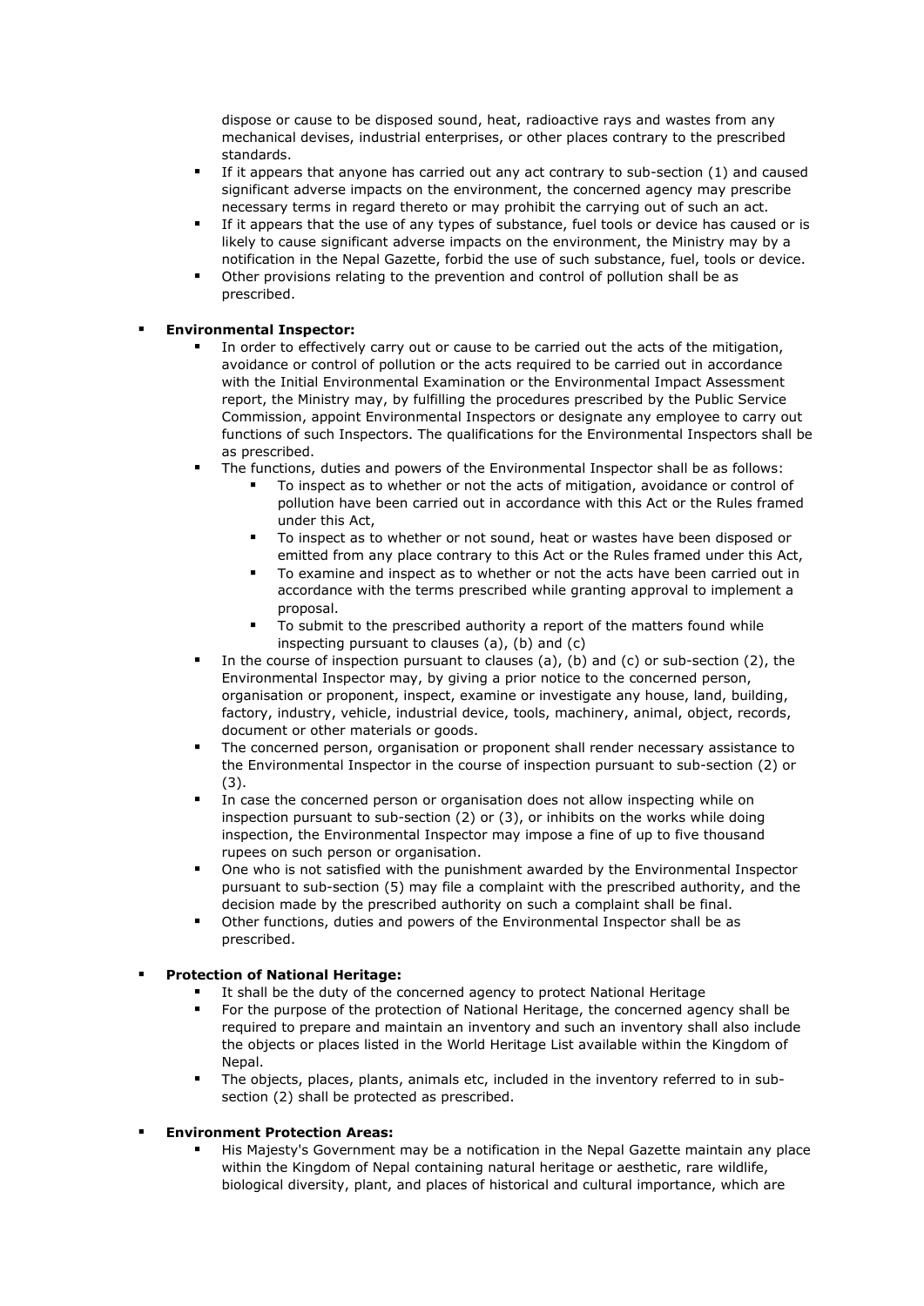dispose or cause to be disposed sound, heat, radioactive rays and wastes from any mechanical devises, industrial enterprises, or other places contrary to the prescribed standards.

- If it appears that anyone has carried out any act contrary to sub-section (1) and caused significant adverse impacts on the environment, the concerned agency may prescribe necessary terms in regard thereto or may prohibit the carrying out of such an act.
- If it appears that the use of any types of substance, fuel tools or device has caused or is likely to cause significant adverse impacts on the environment, the Ministry may by a notification in the Nepal Gazette, forbid the use of such substance, fuel, tools or device.
- Other provisions relating to the prevention and control of pollution shall be as prescribed.

- **Environmental Inspector:**
  - In order to effectively carry out or cause to be carried out the acts of the mitigation, avoidance or control of pollution or the acts required to be carried out in accordance with the Initial Environmental Examination or the Environmental Impact Assessment report, the Ministry may, by fulfilling the procedures prescribed by the Public Service Commission, appoint Environmental Inspectors or designate any employee to carry out functions of such Inspectors. The qualifications for the Environmental Inspectors shall be as prescribed.
  - The functions, duties and powers of the Environmental Inspector shall be as follows:
    - To inspect as to whether or not the acts of mitigation, avoidance or control of pollution have been carried out in accordance with this Act or the Rules framed under this Act,
    - To inspect as to whether or not sound, heat or wastes have been disposed or emitted from any place contrary to this Act or the Rules framed under this Act,
    - To examine and inspect as to whether or not the acts have been carried out in accordance with the terms prescribed while granting approval to implement a proposal.
    - To submit to the prescribed authority a report of the matters found while inspecting pursuant to clauses (a), (b) and (c)
  - In the course of inspection pursuant to clauses (a), (b) and (c) or sub-section (2), the Environmental Inspector may, by giving a prior notice to the concerned person, organisation or proponent, inspect, examine or investigate any house, land, building, factory, industry, vehicle, industrial device, tools, machinery, animal, object, records, document or other materials or goods.
  - The concerned person, organisation or proponent shall render necessary assistance to the Environmental Inspector in the course of inspection pursuant to sub-section (2) or (3).
  - In case the concerned person or organisation does not allow inspecting while on inspection pursuant to sub-section (2) or (3), or inhibits on the works while doing inspection, the Environmental Inspector may impose a fine of up to five thousand rupees on such person or organisation.
  - One who is not satisfied with the punishment awarded by the Environmental Inspector pursuant to sub-section (5) may file a complaint with the prescribed authority, and the decision made by the prescribed authority on such a complaint shall be final.
  - Other functions, duties and powers of the Environmental Inspector shall be as prescribed.

- **Protection of National Heritage:**
  - It shall be the duty of the concerned agency to protect National Heritage
  - For the purpose of the protection of National Heritage, the concerned agency shall be required to prepare and maintain an inventory and such an inventory shall also include the objects or places listed in the World Heritage List available within the Kingdom of Nepal.
  - The objects, places, plants, animals etc, included in the inventory referred to in sub-section (2) shall be protected as prescribed.

- **Environment Protection Areas:**
  - His Majesty's Government may be a notification in the Nepal Gazette maintain any place within the Kingdom of Nepal containing natural heritage or aesthetic, rare wildlife, biological diversity, plant, and places of historical and cultural importance, which are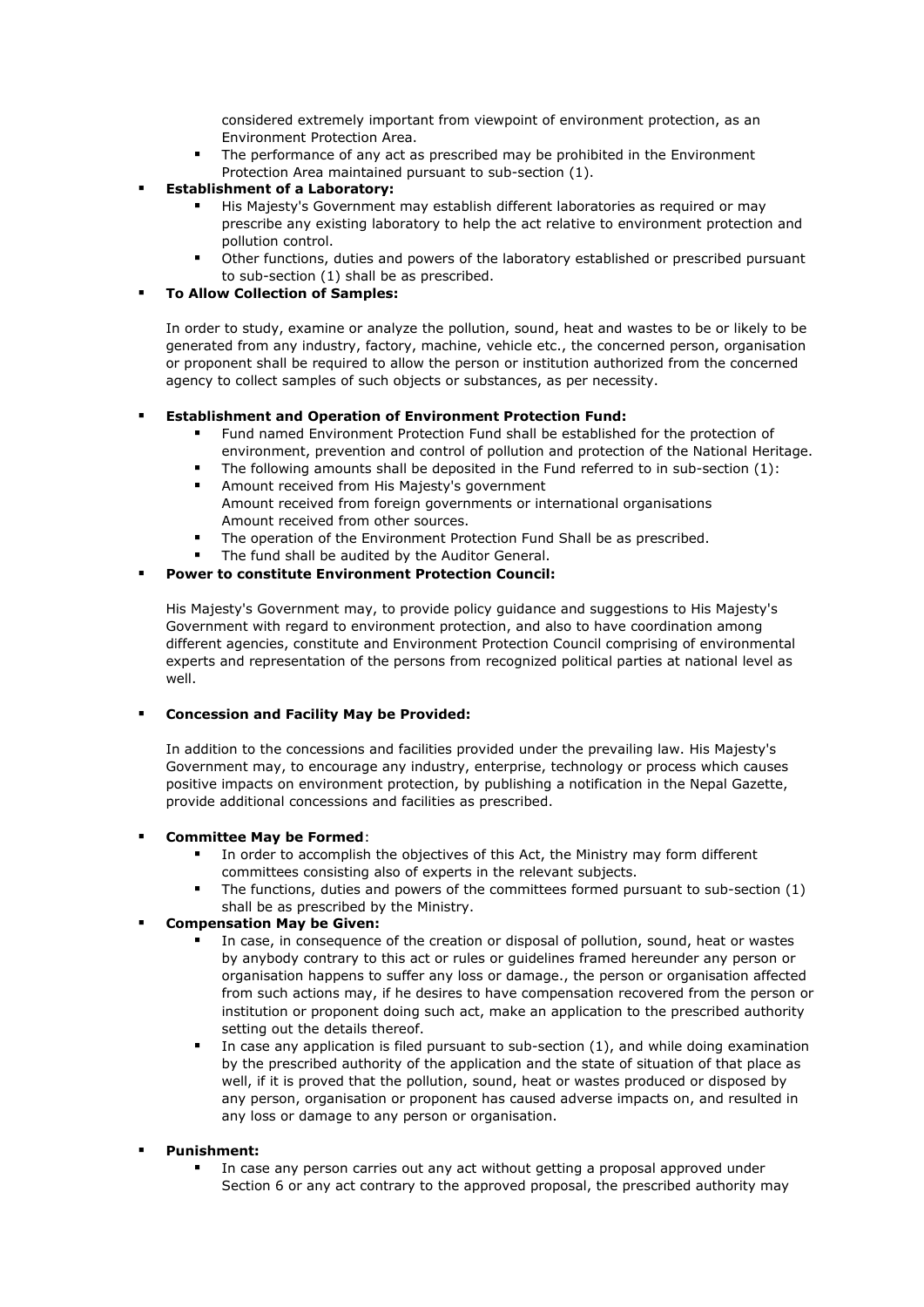considered extremely important from viewpoint of environment protection, as an Environment Protection Area.
  - The performance of any act as prescribed may be prohibited in the Environment Protection Area maintained pursuant to sub-section (1).

- **Establishment of a Laboratory:**
  - His Majesty's Government may establish different laboratories as required or may prescribe any existing laboratory to help the act relative to environment protection and pollution control.
  - Other functions, duties and powers of the laboratory established or prescribed pursuant to sub-section (1) shall be as prescribed.

- **To Allow Collection of Samples:**

  In order to study, examine or analyze the pollution, sound, heat and wastes to be or likely to be generated from any industry, factory, machine, vehicle etc., the concerned person, organisation or proponent shall be required to allow the person or institution authorized from the concerned agency to collect samples of such objects or substances, as per necessity.

- **Establishment and Operation of Environment Protection Fund:**
  - Fund named Environment Protection Fund shall be established for the protection of environment, prevention and control of pollution and protection of the National Heritage.
  - The following amounts shall be deposited in the Fund referred to in sub-section (1):
  - Amount received from His Majesty's government
    Amount received from foreign governments or international organisations
    Amount received from other sources.
  - The operation of the Environment Protection Fund Shall be as prescribed.
  - The fund shall be audited by the Auditor General.

- **Power to constitute Environment Protection Council:**

  His Majesty's Government may, to provide policy guidance and suggestions to His Majesty's Government with regard to environment protection, and also to have coordination among different agencies, constitute and Environment Protection Council comprising of environmental experts and representation of the persons from recognized political parties at national level as well.

- **Concession and Facility May be Provided:**

  In addition to the concessions and facilities provided under the prevailing law. His Majesty's Government may, to encourage any industry, enterprise, technology or process which causes positive impacts on environment protection, by publishing a notification in the Nepal Gazette, provide additional concessions and facilities as prescribed.

- **Committee May be Formed**:
  - In order to accomplish the objectives of this Act, the Ministry may form different committees consisting also of experts in the relevant subjects.
  - The functions, duties and powers of the committees formed pursuant to sub-section (1) shall be as prescribed by the Ministry.

- **Compensation May be Given:**
  - In case, in consequence of the creation or disposal of pollution, sound, heat or wastes by anybody contrary to this act or rules or guidelines framed hereunder any person or organisation happens to suffer any loss or damage., the person or organisation affected from such actions may, if he desires to have compensation recovered from the person or institution or proponent doing such act, make an application to the prescribed authority setting out the details thereof.
  - In case any application is filed pursuant to sub-section (1), and while doing examination by the prescribed authority of the application and the state of situation of that place as well, if it is proved that the pollution, sound, heat or wastes produced or disposed by any person, organisation or proponent has caused adverse impacts on, and resulted in any loss or damage to any person or organisation.

- **Punishment:**
  - In case any person carries out any act without getting a proposal approved under Section 6 or any act contrary to the approved proposal, the prescribed authority may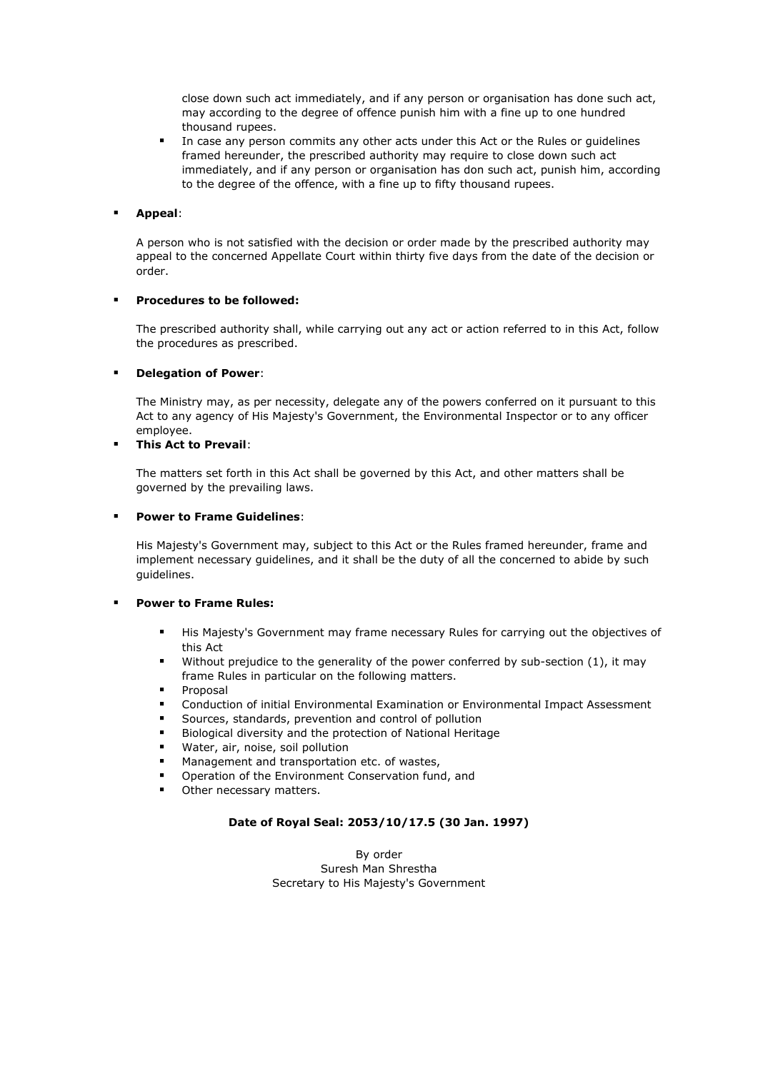close down such act immediately, and if any person or organisation has done such act, may according to the degree of offence punish him with a fine up to one hundred thousand rupees.

- In case any person commits any other acts under this Act or the Rules or guidelines framed hereunder, the prescribed authority may require to close down such act immediately, and if any person or organisation has don such act, punish him, according to the degree of the offence, with a fine up to fifty thousand rupees.

- **Appeal**:

  A person who is not satisfied with the decision or order made by the prescribed authority may appeal to the concerned Appellate Court within thirty five days from the date of the decision or order.

- **Procedures to be followed:**

  The prescribed authority shall, while carrying out any act or action referred to in this Act, follow the procedures as prescribed.

- **Delegation of Power**:

  The Ministry may, as per necessity, delegate any of the powers conferred on it pursuant to this Act to any agency of His Majesty's Government, the Environmental Inspector or to any officer employee.

- **This Act to Prevail**:

  The matters set forth in this Act shall be governed by this Act, and other matters shall be governed by the prevailing laws.

- **Power to Frame Guidelines**:

  His Majesty's Government may, subject to this Act or the Rules framed hereunder, frame and implement necessary guidelines, and it shall be the duty of all the concerned to abide by such guidelines.

- **Power to Frame Rules:**

  - His Majesty's Government may frame necessary Rules for carrying out the objectives of this Act
  - Without prejudice to the generality of the power conferred by sub-section (1), it may frame Rules in particular on the following matters.
  - Proposal
  - Conduction of initial Environmental Examination or Environmental Impact Assessment
  - Sources, standards, prevention and control of pollution
  - Biological diversity and the protection of National Heritage
  - Water, air, noise, soil pollution
  - Management and transportation etc. of wastes,
  - Operation of the Environment Conservation fund, and
  - Other necessary matters.

**Date of Royal Seal: 2053/10/17.5 (30 Jan. 1997)**

By order
Suresh Man Shrestha
Secretary to His Majesty's Government